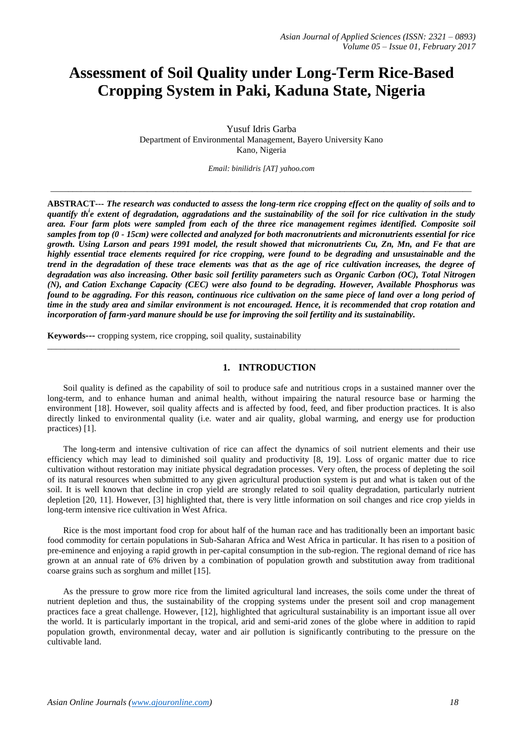# Assessment of Soil Quality under Long-Term Rice-Based Cropping System in Paki, Kaduna State, Nigeria

Yusuf Idris Garba
Department of Environmental Management, Bayero University Kano
Kano, Nigeria

*Email: binilidris [AT] yahoo.com*

---

**ABSTRACT---** ***The research was conducted to assess the long-term rice cropping effect on the quality of soils and to quantify th[i]e extent of degradation, aggradations and the sustainability of the soil for rice cultivation in the study area. Four farm plots were sampled from each of the three rice management regimes identified. Composite soil samples from top (0 - 15cm) were collected and analyzed for both macronutrients and micronutrients essential for rice growth. Using Larson and pears 1991 model, the result showed that micronutrients Cu, Zn, Mn, and Fe that are highly essential trace elements required for rice cropping, were found to be degrading and unsustainable and the trend in the degradation of these trace elements was that as the age of rice cultivation increases, the degree of degradation was also increasing. Other basic soil fertility parameters such as Organic Carbon (OC), Total Nitrogen (N), and Cation Exchange Capacity (CEC) were also found to be degrading. However, Available Phosphorus was found to be aggrading. For this reason, continuous rice cultivation on the same piece of land over a long period of time in the study area and similar environment is not encouraged. Hence, it is recommended that crop rotation and incorporation of farm-yard manure should be use for improving the soil fertility and its sustainability.***

**Keywords---** cropping system, rice cropping, soil quality, sustainability

---

## 1. INTRODUCTION

Soil quality is defined as the capability of soil to produce safe and nutritious crops in a sustained manner over the long-term, and to enhance human and animal health, without impairing the natural resource base or harming the environment [18]. However, soil quality affects and is affected by food, feed, and fiber production practices. It is also directly linked to environmental quality (i.e. water and air quality, global warming, and energy use for production practices) [1].

The long-term and intensive cultivation of rice can affect the dynamics of soil nutrient elements and their use efficiency which may lead to diminished soil quality and productivity [8, 19]. Loss of organic matter due to rice cultivation without restoration may initiate physical degradation processes. Very often, the process of depleting the soil of its natural resources when submitted to any given agricultural production system is put and what is taken out of the soil. It is well known that decline in crop yield are strongly related to soil quality degradation, particularly nutrient depletion [20, 11]. However, [3] highlighted that, there is very little information on soil changes and rice crop yields in long-term intensive rice cultivation in West Africa.

Rice is the most important food crop for about half of the human race and has traditionally been an important basic food commodity for certain populations in Sub-Saharan Africa and West Africa in particular. It has risen to a position of pre-eminence and enjoying a rapid growth in per-capital consumption in the sub-region. The regional demand of rice has grown at an annual rate of 6% driven by a combination of population growth and substitution away from traditional coarse grains such as sorghum and millet [15].

As the pressure to grow more rice from the limited agricultural land increases, the soils come under the threat of nutrient depletion and thus, the sustainability of the cropping systems under the present soil and crop management practices face a great challenge. However, [12], highlighted that agricultural sustainability is an important issue all over the world. It is particularly important in the tropical, arid and semi-arid zones of the globe where in addition to rapid population growth, environmental decay, water and air pollution is significantly contributing to the pressure on the cultivable land.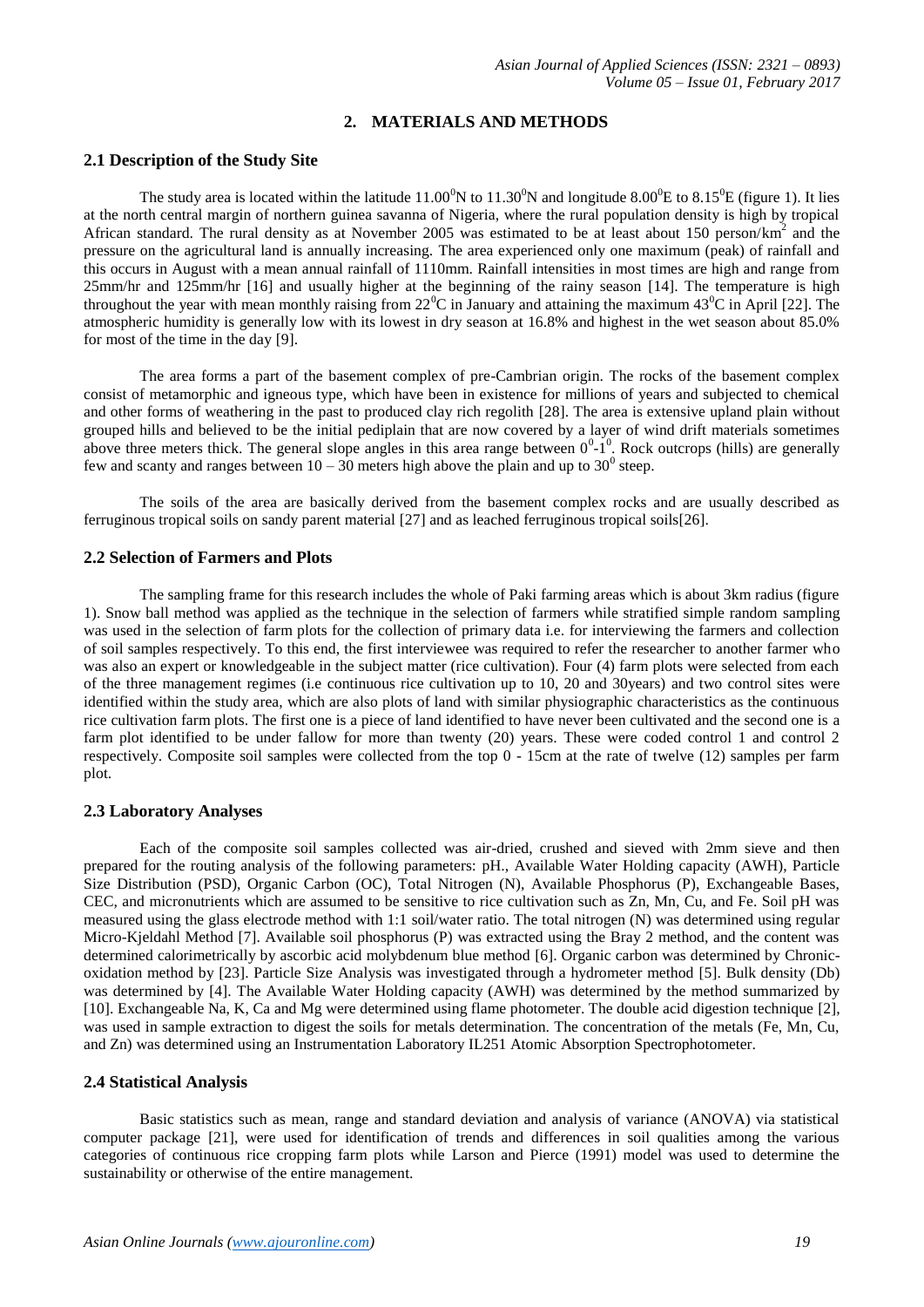## 2. MATERIALS AND METHODS

### 2.1 Description of the Study Site

The study area is located within the latitude $11.00^0$N to $11.30^0$N and longitude $8.00^0$E to $8.15^0$E (figure 1). It lies at the north central margin of northern guinea savanna of Nigeria, where the rural population density is high by tropical African standard. The rural density as at November 2005 was estimated to be at least about 150 person/km$^2$ and the pressure on the agricultural land is annually increasing. The area experienced only one maximum (peak) of rainfall and this occurs in August with a mean annual rainfall of 1110mm. Rainfall intensities in most times are high and range from 25mm/hr and 125mm/hr [16] and usually higher at the beginning of the rainy season [14]. The temperature is high throughout the year with mean monthly raising from $22^0$C in January and attaining the maximum $43^0$C in April [22]. The atmospheric humidity is generally low with its lowest in dry season at 16.8% and highest in the wet season about 85.0% for most of the time in the day [9].

The area forms a part of the basement complex of pre-Cambrian origin. The rocks of the basement complex consist of metamorphic and igneous type, which have been in existence for millions of years and subjected to chemical and other forms of weathering in the past to produced clay rich regolith [28]. The area is extensive upland plain without grouped hills and believed to be the initial pediplain that are now covered by a layer of wind drift materials sometimes above three meters thick. The general slope angles in this area range between $0^0$-$1^0$. Rock outcrops (hills) are generally few and scanty and ranges between 10 – 30 meters high above the plain and up to $30^0$ steep.

The soils of the area are basically derived from the basement complex rocks and are usually described as ferruginous tropical soils on sandy parent material [27] and as leached ferruginous tropical soils[26].

### 2.2 Selection of Farmers and Plots

The sampling frame for this research includes the whole of Paki farming areas which is about 3km radius (figure 1). Snow ball method was applied as the technique in the selection of farmers while stratified simple random sampling was used in the selection of farm plots for the collection of primary data i.e. for interviewing the farmers and collection of soil samples respectively. To this end, the first interviewee was required to refer the researcher to another farmer who was also an expert or knowledgeable in the subject matter (rice cultivation). Four (4) farm plots were selected from each of the three management regimes (i.e continuous rice cultivation up to 10, 20 and 30years) and two control sites were identified within the study area, which are also plots of land with similar physiographic characteristics as the continuous rice cultivation farm plots. The first one is a piece of land identified to have never been cultivated and the second one is a farm plot identified to be under fallow for more than twenty (20) years. These were coded control 1 and control 2 respectively. Composite soil samples were collected from the top 0 - 15cm at the rate of twelve (12) samples per farm plot.

### 2.3 Laboratory Analyses

Each of the composite soil samples collected was air-dried, crushed and sieved with 2mm sieve and then prepared for the routing analysis of the following parameters: pH., Available Water Holding capacity (AWH), Particle Size Distribution (PSD), Organic Carbon (OC), Total Nitrogen (N), Available Phosphorus (P), Exchangeable Bases, CEC, and micronutrients which are assumed to be sensitive to rice cultivation such as Zn, Mn, Cu, and Fe. Soil pH was measured using the glass electrode method with 1:1 soil/water ratio. The total nitrogen (N) was determined using regular Micro-Kjeldahl Method [7]. Available soil phosphorus (P) was extracted using the Bray 2 method, and the content was determined calorimetrically by ascorbic acid molybdenum blue method [6]. Organic carbon was determined by Chronic-oxidation method by [23]. Particle Size Analysis was investigated through a hydrometer method [5]. Bulk density (Db) was determined by [4]. The Available Water Holding capacity (AWH) was determined by the method summarized by [10]. Exchangeable Na, K, Ca and Mg were determined using flame photometer. The double acid digestion technique [2], was used in sample extraction to digest the soils for metals determination. The concentration of the metals (Fe, Mn, Cu, and Zn) was determined using an Instrumentation Laboratory IL251 Atomic Absorption Spectrophotometer.

### 2.4 Statistical Analysis

Basic statistics such as mean, range and standard deviation and analysis of variance (ANOVA) via statistical computer package [21], were used for identification of trends and differences in soil qualities among the various categories of continuous rice cropping farm plots while Larson and Pierce (1991) model was used to determine the sustainability or otherwise of the entire management.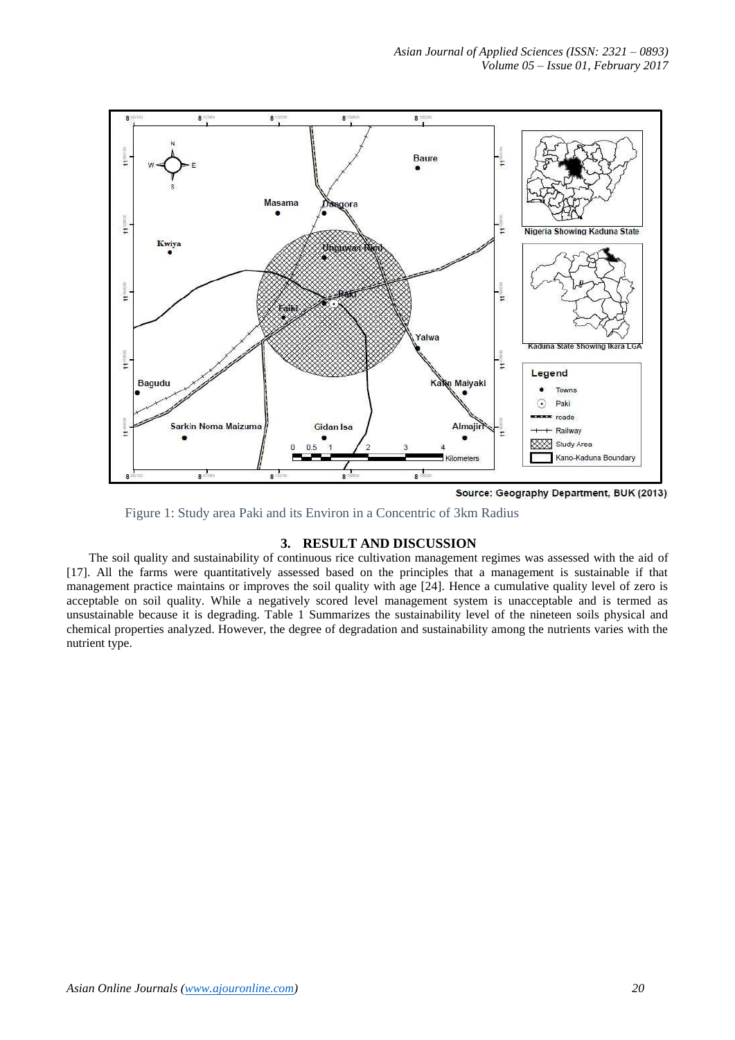Source: Geography Department, BUK (2013)

Figure 1: Study area Paki and its Environ in a Concentric of 3km Radius

## 3. RESULT AND DISCUSSION

The soil quality and sustainability of continuous rice cultivation management regimes was assessed with the aid of [17]. All the farms were quantitatively assessed based on the principles that a management is sustainable if that management practice maintains or improves the soil quality with age [24]. Hence a cumulative quality level of zero is acceptable on soil quality. While a negatively scored level management system is unacceptable and is termed as unsustainable because it is degrading. Table 1 Summarizes the sustainability level of the nineteen soils physical and chemical properties analyzed. However, the degree of degradation and sustainability among the nutrients varies with the nutrient type.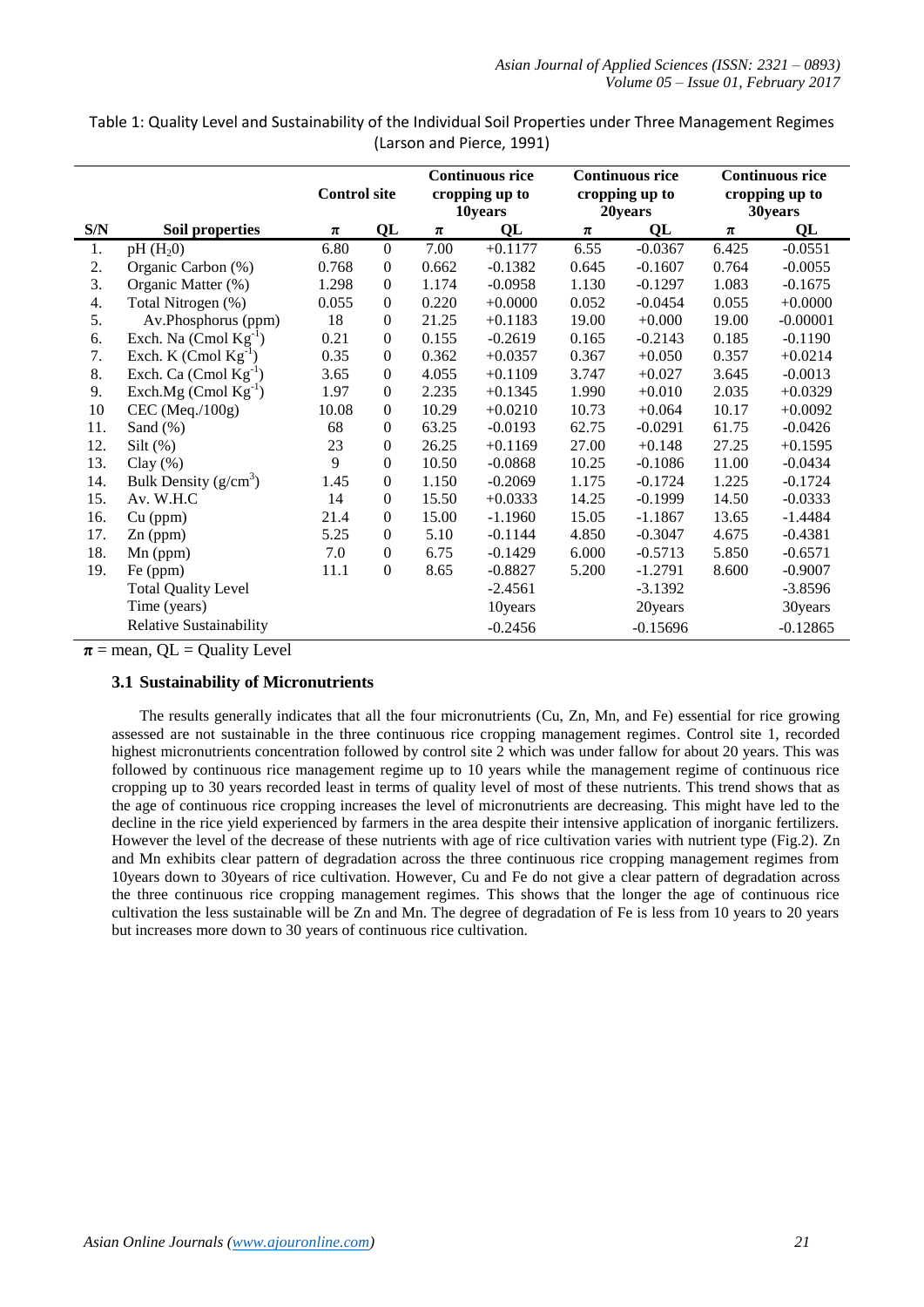Table 1: Quality Level and Sustainability of the Individual Soil Properties under Three Management Regimes (Larson and Pierce, 1991)

| S/N | Soil properties | Control site | | Continuous rice cropping up to 10years | | Continuous rice cropping up to 20years | | Continuous rice cropping up to 30years | |
|---|---|---|---|---|---|---|---|---|---|
| | | $\pi$ | QL | $\pi$ | QL | $\pi$ | QL | $\pi$ | QL |
| 1. | pH ($H_20$) | 6.80 | 0 | 7.00 | +0.1177 | 6.55 | -0.0367 | 6.425 | -0.0551 |
| 2. | Organic Carbon (%) | 0.768 | 0 | 0.662 | -0.1382 | 0.645 | -0.1607 | 0.764 | -0.0055 |
| 3. | Organic Matter (%) | 1.298 | 0 | 1.174 | -0.0958 | 1.130 | -0.1297 | 1.083 | -0.1675 |
| 4. | Total Nitrogen (%) | 0.055 | 0 | 0.220 | +0.0000 | 0.052 | -0.0454 | 0.055 | +0.0000 |
| 5. | Av.Phosphorus (ppm) | 18 | 0 | 21.25 | +0.1183 | 19.00 | +0.000 | 19.00 | -0.00001 |
| 6. | Exch. Na (Cmol $Kg^{-1}$) | 0.21 | 0 | 0.155 | -0.2619 | 0.165 | -0.2143 | 0.185 | -0.1190 |
| 7. | Exch. K (Cmol $Kg^{-1}$) | 0.35 | 0 | 0.362 | +0.0357 | 0.367 | +0.050 | 0.357 | +0.0214 |
| 8. | Exch. Ca (Cmol $Kg^{-1}$) | 3.65 | 0 | 4.055 | +0.1109 | 3.747 | +0.027 | 3.645 | -0.0013 |
| 9. | Exch.Mg (Cmol $Kg^{-1}$) | 1.97 | 0 | 2.235 | +0.1345 | 1.990 | +0.010 | 2.035 | +0.0329 |
| 10 | CEC (Meq./100g) | 10.08 | 0 | 10.29 | +0.0210 | 10.73 | +0.064 | 10.17 | +0.0092 |
| 11. | Sand (%) | 68 | 0 | 63.25 | -0.0193 | 62.75 | -0.0291 | 61.75 | -0.0426 |
| 12. | Silt (%) | 23 | 0 | 26.25 | +0.1169 | 27.00 | +0.148 | 27.25 | +0.1595 |
| 13. | Clay (%) | 9 | 0 | 10.50 | -0.0868 | 10.25 | -0.1086 | 11.00 | -0.0434 |
| 14. | Bulk Density ($g/cm^3$) | 1.45 | 0 | 1.150 | -0.2069 | 1.175 | -0.1724 | 1.225 | -0.1724 |
| 15. | Av. W.H.C | 14 | 0 | 15.50 | +0.0333 | 14.25 | -0.1999 | 14.50 | -0.0333 |
| 16. | Cu (ppm) | 21.4 | 0 | 15.00 | -1.1960 | 15.05 | -1.1867 | 13.65 | -1.4484 |
| 17. | Zn (ppm) | 5.25 | 0 | 5.10 | -0.1144 | 4.850 | -0.3047 | 4.675 | -0.4381 |
| 18. | Mn (ppm) | 7.0 | 0 | 6.75 | -0.1429 | 6.000 | -0.5713 | 5.850 | -0.6571 |
| 19. | Fe (ppm) | 11.1 | 0 | 8.65 | -0.8827 | 5.200 | -1.2791 | 8.600 | -0.9007 |
| | Total Quality Level | | | | -2.4561 | | -3.1392 | | -3.8596 |
| | Time (years) | | | | 10years | | 20years | | 30years |
| | Relative Sustainability | | | | -0.2456 | | -0.15696 | | -0.12865 |

$\pi$ = mean, QL = Quality Level

### 3.1 Sustainability of Micronutrients

The results generally indicates that all the four micronutrients (Cu, Zn, Mn, and Fe) essential for rice growing assessed are not sustainable in the three continuous rice cropping management regimes. Control site 1, recorded highest micronutrients concentration followed by control site 2 which was under fallow for about 20 years. This was followed by continuous rice management regime up to 10 years while the management regime of continuous rice cropping up to 30 years recorded least in terms of quality level of most of these nutrients. This trend shows that as the age of continuous rice cropping increases the level of micronutrients are decreasing. This might have led to the decline in the rice yield experienced by farmers in the area despite their intensive application of inorganic fertilizers. However the level of the decrease of these nutrients with age of rice cultivation varies with nutrient type (Fig.2). Zn and Mn exhibits clear pattern of degradation across the three continuous rice cropping management regimes from 10years down to 30years of rice cultivation. However, Cu and Fe do not give a clear pattern of degradation across the three continuous rice cropping management regimes. This shows that the longer the age of continuous rice cultivation the less sustainable will be Zn and Mn. The degree of degradation of Fe is less from 10 years to 20 years but increases more down to 30 years of continuous rice cultivation.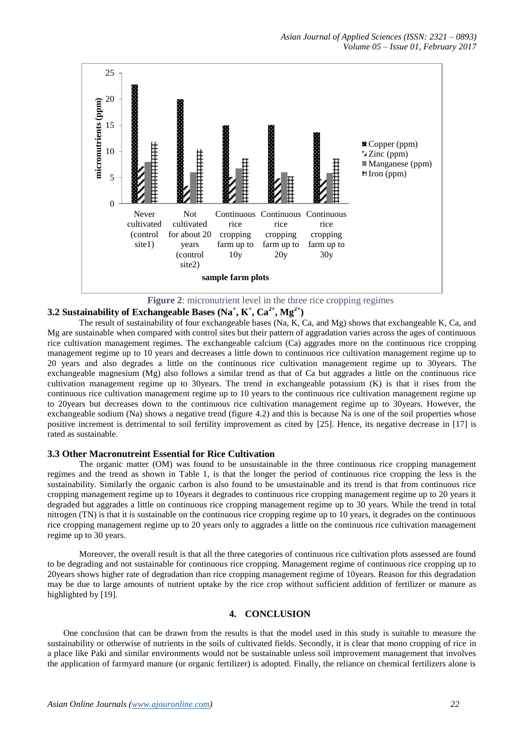Figure 2: micronutrient level in the three rice cropping regimes

### 3.2 Sustainability of Exchangeable Bases ($Na^+$, $K^+$, $Ca^{2+}$, $Mg^{2+}$)

The result of sustainability of four exchangeable bases (Na, K, Ca, and Mg) shows that exchangeable K, Ca, and Mg are sustainable when compared with control sites but their pattern of aggradation varies across the ages of continuous rice cultivation management regimes. The exchangeable calcium (Ca) aggrades more on the continuous rice cropping management regime up to 10 years and decreases a little down to continuous rice cultivation management regime up to 20 years and also degrades a little on the continuous rice cultivation management regime up to 30years. The exchangeable magnesium (Mg) also follows a similar trend as that of Ca but aggrades a little on the continuous rice cultivation management regime up to 30years. The trend in exchangeable potassium (K) is that it rises from the continuous rice cultivation management regime up to 10 years to the continuous rice cultivation management regime up to 20years but decreases down to the continuous rice cultivation management regime up to 30years. However, the exchangeable sodium (Na) shows a negative trend (figure 4.2) and this is because Na is one of the soil properties whose positive increment is detrimental to soil fertility improvement as cited by [25]. Hence, its negative decrease in [17] is rated as sustainable.

### 3.3 Other Macronutreint Essential for Rice Cultivation

The organic matter (OM) was found to be unsustainable in the three continuous rice cropping management regimes and the trend as shown in Table 1, is that the longer the period of continuous rice cropping the less is the sustainability. Similarly the organic carbon is also found to be unsustainable and its trend is that from continuous rice cropping management regime up to 10years it degrades to continuous rice cropping management regime up to 20 years it degraded but aggrades a little on continuous rice cropping management regime up to 30 years. While the trend in total nitrogen (TN) is that it is sustainable on the continuous rice cropping regime up to 10 years, it degrades on the continuous rice cropping management regime up to 20 years only to aggrades a little on the continuous rice cultivation management regime up to 30 years.

Moreover, the overall result is that all the three categories of continuous rice cultivation plots assessed are found to be degrading and not sustainable for continuous rice cropping. Management regime of continuous rice cropping up to 20years shows higher rate of degradation than rice cropping management regime of 10years. Reason for this degradation may be due to large amounts of nutrient uptake by the rice crop without sufficient addition of fertilizer or manure as highlighted by [19].

## 4. CONCLUSION

One conclusion that can be drawn from the results is that the model used in this study is suitable to measure the sustainability or otherwise of nutrients in the soils of cultivated fields. Secondly, it is clear that mono cropping of rice in a place like Paki and similar environments would not be sustainable unless soil improvement management that involves the application of farmyard manure (or organic fertilizer) is adopted. Finally, the reliance on chemical fertilizers alone is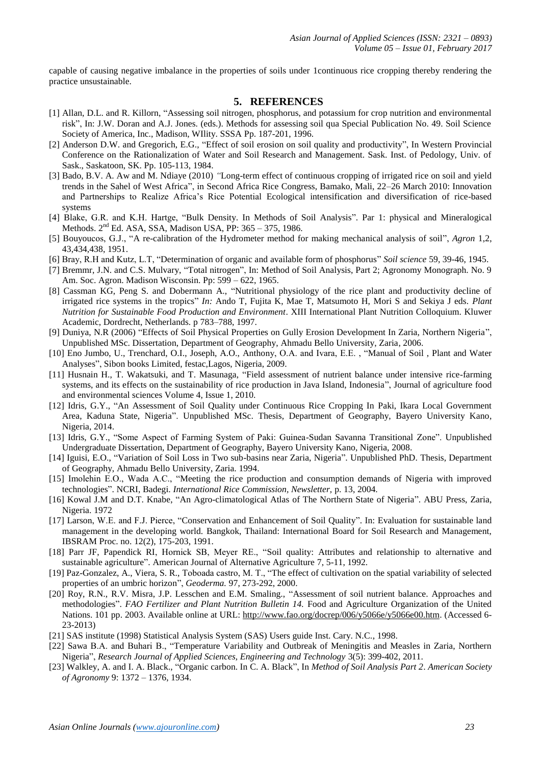capable of causing negative imbalance in the properties of soils under 1continuous rice cropping thereby rendering the practice unsustainable.

## 5. REFERENCES

[1] Allan, D.L. and R. Killorn, "Assessing soil nitrogen, phosphorus, and potassium for crop nutrition and environmental risk", In: J.W. Doran and A.J. Jones. (eds.). Methods for assessing soil qua Special Publication No. 49. Soil Science Society of America, Inc., Madison, WIlity. SSSA Pp. 187-201, 1996.

[2] Anderson D.W. and Gregorich, E.G., "Effect of soil erosion on soil quality and productivity", In Western Provincial Conference on the Rationalization of Water and Soil Research and Management. Sask. Inst. of Pedology, Univ. of Sask., Saskatoon, SK. Pp. 105-113, 1984.

[3] Bado, B.V. A. Aw and M. Ndiaye (2010) *"*Long-term effect of continuous cropping of irrigated rice on soil and yield trends in the Sahel of West Africa", in Second Africa Rice Congress, Bamako, Mali, 22–26 March 2010: Innovation and Partnerships to Realize Africa's Rice Potential Ecological intensification and diversification of rice-based systems

[4] Blake, G.R. and K.H. Hartge, "Bulk Density. In Methods of Soil Analysis". Par 1: physical and Mineralogical Methods. 2nd Ed. ASA, SSA, Madison USA, PP: 365 – 375, 1986.

[5] Bouyoucos, G.J., "A re-calibration of the Hydrometer method for making mechanical analysis of soil", *Agron* 1,2, 43,434,438, 1951.

[6] Bray, R.H and Kutz, L.T, "Determination of organic and available form of phosphorus" *Soil science* 59, 39-46, 1945.

[7] Bremmr, J.N. and C.S. Mulvary, "Total nitrogen", In: Method of Soil Analysis, Part 2; Agronomy Monograph. No. 9 Am. Soc. Agron. Madison Wisconsin. Pp: 599 – 622, 1965.

[8] Cassman KG, Peng S. and Dobermann A., "Nutritional physiology of the rice plant and productivity decline of irrigated rice systems in the tropics" *In:* Ando T, Fujita K, Mae T, Matsumoto H, Mori S and Sekiya J eds. *Plant Nutrition for Sustainable Food Production and Environment*. XIII International Plant Nutrition Colloquium. Kluwer Academic, Dordrecht, Netherlands. p 783–788, 1997.

[9] Duniya, N.R (2006) "Effects of Soil Physical Properties on Gully Erosion Development In Zaria, Northern Nigeria", Unpublished MSc. Dissertation, Department of Geography, Ahmadu Bello University, Zaria, 2006.

[10] Eno Jumbo, U., Trenchard, O.I., Joseph, A.O., Anthony, O.A. and Ivara, E.E. , "Manual of Soil , Plant and Water Analyses", Sibon books Limited, festac,Lagos, Nigeria, 2009.

[11] Husnain H., T. Wakatsuki, and T. Masunaga, "Field assessment of nutrient balance under intensive rice-farming systems, and its effects on the sustainability of rice production in Java Island, Indonesia", Journal of agriculture food and environmental sciences Volume 4, Issue 1, 2010.

[12] Idris, G.Y., "An Assessment of Soil Quality under Continuous Rice Cropping In Paki, Ikara Local Government Area, Kaduna State, Nigeria". Unpublished MSc. Thesis, Department of Geography, Bayero University Kano, Nigeria, 2014.

[13] Idris, G.Y., "Some Aspect of Farming System of Paki: Guinea-Sudan Savanna Transitional Zone". Unpublished Undergraduate Dissertation, Department of Geography, Bayero University Kano, Nigeria, 2008.

[14] Iguisi, E.O., "Variation of Soil Loss in Two sub-basins near Zaria, Nigeria". Unpublished PhD. Thesis, Department of Geography, Ahmadu Bello University, Zaria. 1994.

[15] Imolehin E.O., Wada A.C., "Meeting the rice production and consumption demands of Nigeria with improved technologies". NCRI, Badegi. *International Rice Commission, Newsletter*, p. 13, 2004.

[16] Kowal J.M and D.T. Knabe, "An Agro-climatological Atlas of The Northern State of Nigeria". ABU Press, Zaria, Nigeria. 1972

[17] Larson, W.E. and F.J. Pierce, "Conservation and Enhancement of Soil Quality". In: Evaluation for sustainable land management in the developing world. Bangkok, Thailand: International Board for Soil Research and Management, IBSRAM Proc. no. 12(2), 175-203, 1991.

[18] Parr JF, Papendick RI, Hornick SB, Meyer RE., "Soil quality: Attributes and relationship to alternative and sustainable agriculture". American Journal of Alternative Agriculture 7, 5-11, 1992.

[19] Paz-Gonzalez, A., Viera, S. R., Toboada castro, M. T., "The effect of cultivation on the spatial variability of selected properties of an umbric horizon", *Geoderma.* 97, 273-292, 2000.

[20] Roy, R.N., R.V. Misra, J.P. Lesschen and E.M. Smaling., "Assessment of soil nutrient balance. Approaches and methodologies". *FAO Fertilizer and Plant Nutrition Bulletin 14.* Food and Agriculture Organization of the United Nations. 101 pp. 2003. Available online at URL: http://www.fao.org/docrep/006/y5066e/y5066e00.htm. (Accessed 6-23-2013)

[21] SAS institute (1998) Statistical Analysis System (SAS) Users guide Inst. Cary. N.C., 1998.

[22] Sawa B.A. and Buhari B., "Temperature Variability and Outbreak of Meningitis and Measles in Zaria, Northern Nigeria", *Research Journal of Applied Sciences, Engineering and Technology* 3(5): 399-402, 2011.

[23] Walkley, A. and I. A. Black., "Organic carbon. In C. A. Black", In *Method of Soil Analysis Part 2*. *American Society of Agronomy* 9: 1372 – 1376, 1934.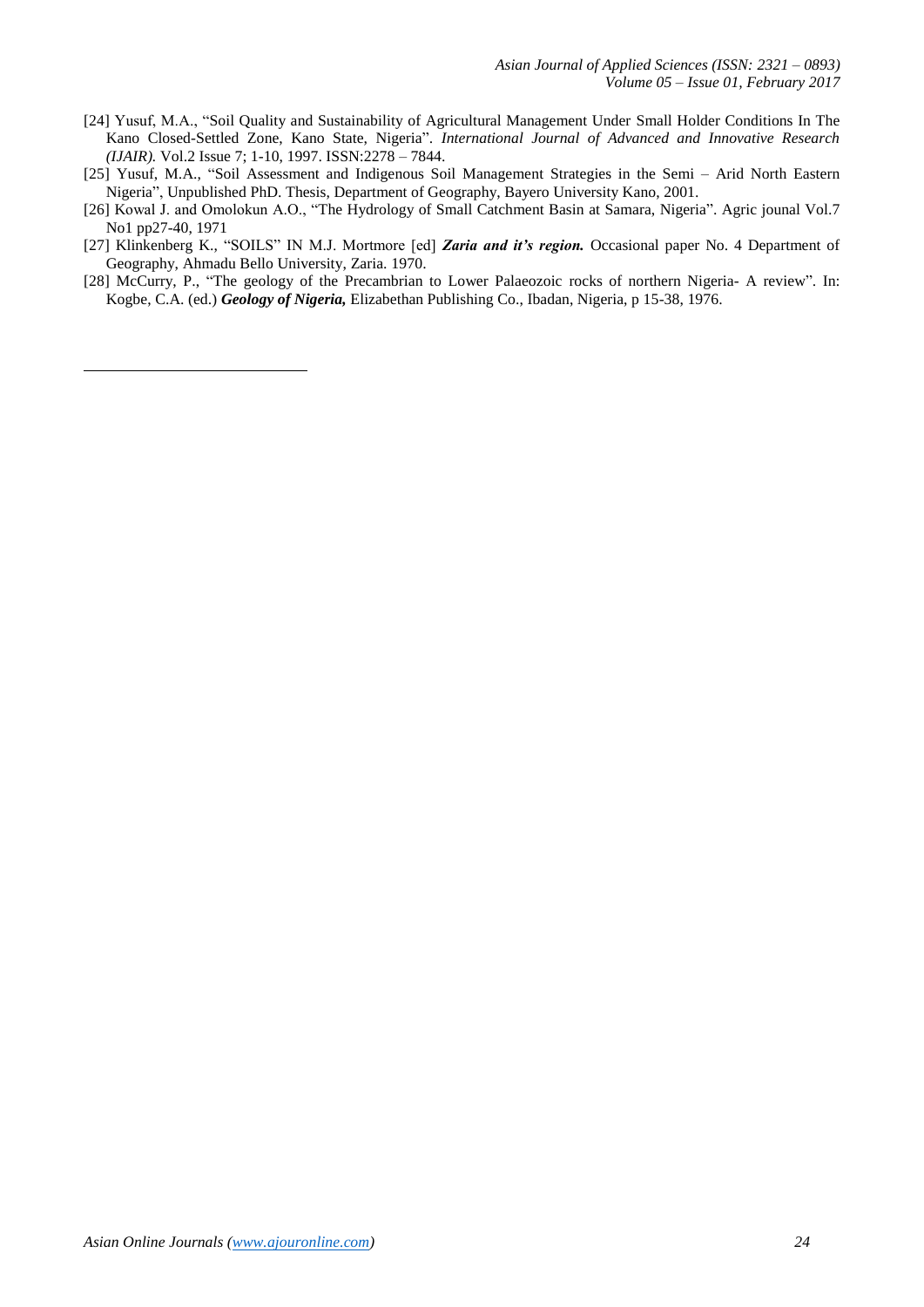[24] Yusuf, M.A., "Soil Quality and Sustainability of Agricultural Management Under Small Holder Conditions In The Kano Closed-Settled Zone, Kano State, Nigeria". *International Journal of Advanced and Innovative Research (IJAIR).* Vol.2 Issue 7; 1-10, 1997. ISSN:2278 – 7844.

[25] Yusuf, M.A., "Soil Assessment and Indigenous Soil Management Strategies in the Semi – Arid North Eastern Nigeria", Unpublished PhD. Thesis, Department of Geography, Bayero University Kano, 2001.

[26] Kowal J. and Omolokun A.O., "The Hydrology of Small Catchment Basin at Samara, Nigeria". Agric jounal Vol.7 No1 pp27-40, 1971

[27] Klinkenberg K., "SOILS" IN M.J. Mortmore [ed] ***Zaria and it's region.*** Occasional paper No. 4 Department of Geography, Ahmadu Bello University, Zaria. 1970.

[28] McCurry, P., "The geology of the Precambrian to Lower Palaeozoic rocks of northern Nigeria- A review". In: Kogbe, C.A. (ed.) ***Geology of Nigeria,*** Elizabethan Publishing Co., Ibadan, Nigeria, p 15-38, 1976.